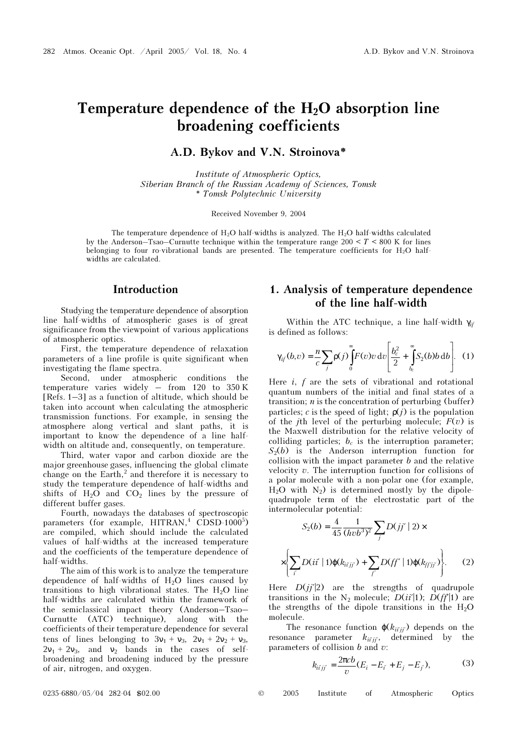# Temperature dependence of the $H_2O$ absorption line broadening coefficients

## A.D. Bykov and V.N. Stroinova*

*Institute of Atmospheric Optics,*
*Siberian Branch of the Russian Academy of Sciences, Tomsk*
*\* Tomsk Polytechnic University*

Received November 9, 2004

The temperature dependence of $H_2O$ half-widths is analyzed. The $H_2O$ half-widths calculated by the Anderson–Tsao–Curnutte technique within the temperature range $200 < T < 800$ K for lines belonging to four ro-vibrational bands are presented. The temperature coefficients for $H_2O$ half-widths are calculated.

## Introduction

Studying the temperature dependence of absorption line half-widths of atmospheric gases is of great significance from the viewpoint of various applications of atmospheric optics.

First, the temperature dependence of relaxation parameters of a line profile is quite significant when investigating the flame spectra.

Second, under atmospheric conditions the temperature varies widely – from 120 to 350 K [Refs. 1–3] as a function of altitude, which should be taken into account when calculating the atmospheric transmission functions. For example, in sensing the atmosphere along vertical and slant paths, it is important to know the dependence of a line half-width on altitude and, consequently, on temperature.

Third, water vapor and carbon dioxide are the major greenhouse gases, influencing the global climate change on the Earth,[2] and therefore it is necessary to study the temperature dependence of half-widths and shifts of $H_2O$ and $CO_2$ lines by the pressure of different buffer gases.

Fourth, nowadays the databases of spectroscopic parameters (for example, HITRAN,[4] CDSD-1000[5]) are compiled, which should include the calculated values of half-widths at the increased temperature and the coefficients of the temperature dependence of half-widths.

The aim of this work is to analyze the temperature dependence of half-widths of $H_2O$ lines caused by transitions to high vibrational states. The $H_2O$ line half-widths are calculated within the framework of the semiclassical impact theory (Anderson–Tsao–Curnutte (ATC) technique), along with the coefficients of their temperature dependence for several tens of lines belonging to $3\nu_1 + \nu_3$, $2\nu_1 + 2\nu_2 + \nu_3$, $2\nu_1 + 2\nu_3$, and $\nu_2$ bands in the cases of self-broadening and broadening induced by the pressure of air, nitrogen, and oxygen.

## 1. Analysis of temperature dependence of the line half-width

Within the ATC technique, a line half-width $\gamma_{if}$ is defined as follows:

$$\gamma_{if}(b,v) = \frac{n}{c}\sum_j \rho(j)\int_0^\infty F(v)v\,\mathrm{d}v\left[\frac{b_c^2}{2} + \int_{b_c}^\infty S_2(b)b\,\mathrm{d}b\right]. \quad (1)$$

Here $i$, $f$ are the sets of vibrational and rotational quantum numbers of the initial and final states of a transition; $n$ is the concentration of perturbing (buffer) particles; $c$ is the speed of light; $\rho(j)$ is the population of the $j$th level of the perturbing molecule; $F(v)$ is the Maxwell distribution for the relative velocity of colliding particles; $b_c$ is the interruption parameter; $S_2(b)$ is the Anderson interruption function for collision with the impact parameter $b$ and the relative velocity $v$. The interruption function for collisions of a polar molecule with a non-polar one (for example, $H_2O$ with $N_2$) is determined mostly by the dipole-quadrupole term of the electrostatic part of the intermolecular potential:

$$S_2(b) = \frac{4}{45}\frac{1}{(hvb^3)^2}\sum_j D(jj'\,|\,2)\times$$

$$\times\left\{\sum_{i'} D(ii'\,|\,1)\varphi(k_{ii'jj'}) + \sum_{f'} D(ff'\,|\,1)\varphi(k_{ff'jj'})\right\}. \quad (2)$$

Here $D(jj'|2)$ are the strengths of quadrupole transitions in the $N_2$ molecule; $D(ii'|1)$; $D(ff'|1)$ are the strengths of the dipole transitions in the $H_2O$ molecule.

The resonance function $\varphi(k_{ii'jj'})$ depends on the resonance parameter $k_{ii'jj'}$, determined by the parameters of collision $b$ and $v$:

$$k_{ii'jj'} = \frac{2\pi cb}{v}(E_i - E_{i'} + E_j - E_{j'}), \quad (3)$$

0235-6880/05/04 282-04 $02.00 © 2005 Institute of Atmospheric Optics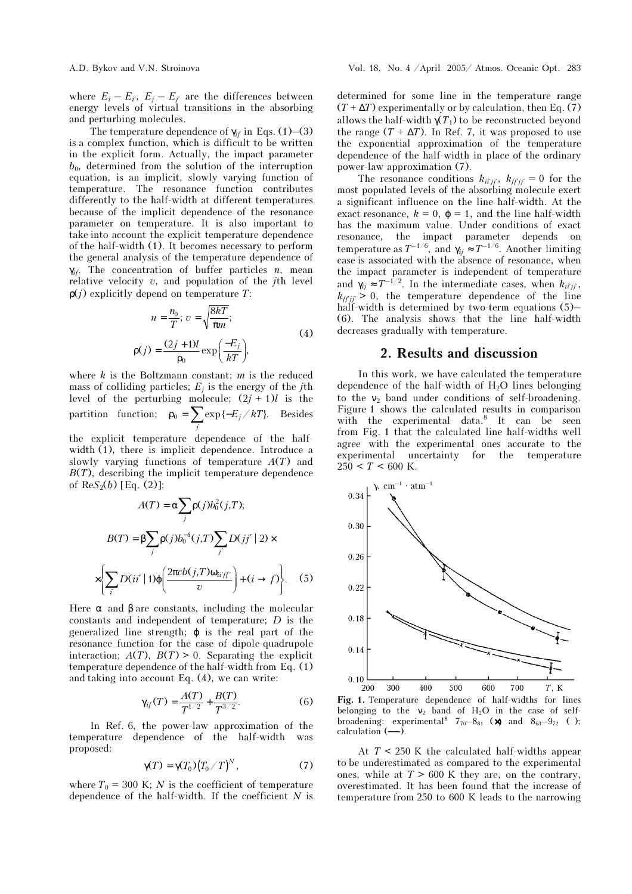where $E_i - E_{i'}$, $E_j - E_{j'}$ are the differences between energy levels of virtual transitions in the absorbing and perturbing molecules.

The temperature dependence of $\gamma_{if}$ in Eqs. (1)–(3) is a complex function, which is difficult to be written in the explicit form. Actually, the impact parameter $b_0$, determined from the solution of the interruption equation, is an implicit, slowly varying function of temperature. The resonance function contributes differently to the half-width at different temperatures because of the implicit dependence of the resonance parameter on temperature. It is also important to take into account the explicit temperature dependence of the half-width (1). It becomes necessary to perform the general analysis of the temperature dependence of $\gamma_{if}$. The concentration of buffer particles $n$, mean relative velocity $v$, and population of the $j$th level $\rho(j)$ explicitly depend on temperature $T$:

$$n = \frac{n_0}{T};\ v = \sqrt{\frac{8kT}{\pi m}};$$
$$\rho(j) = \frac{(2j+1)l}{\rho_0}\exp\left(\frac{-E_j}{kT}\right), \tag{4}$$

where $k$ is the Boltzmann constant; $m$ is the reduced mass of colliding particles; $E_j$ is the energy of the $j$th level of the perturbing molecule; $(2j + 1)l$ is the partition function; $\rho_0 = \sum_j \exp\{-E_j/kT\}$. Besides the explicit temperature dependence of the half-width (1), there is implicit dependence. Introduce a slowly varying functions of temperature $A(T)$ and $B(T)$, describing the implicit temperature dependence of $\mathrm{Re}S_2(b)$ [Eq. (2)]:

$$A(T) = \alpha \sum_j \rho(j) b_0^2(j,T);$$
$$B(T) = \beta \sum_j \rho(j) b_0^{-4}(j,T) \sum_{j'} D(jj'\,|\,2) \times$$
$$\times \left\{ \sum_{i'} D(ii'\,|\,1) \varphi\left(\frac{2\pi c b(j,T)\omega_{ii'jj'}}{v}\right) + (i \to f) \right\}. \tag{5}$$

Here $\alpha$ and $\beta$ are constants, including the molecular constants and independent of temperature; $D$ is the generalized line strength; $\varphi$ is the real part of the resonance function for the case of dipole-quadrupole interaction; $A(T)$, $B(T) > 0$. Separating the explicit temperature dependence of the half-width from Eq. (1) and taking into account Eq. (4), we can write:

$$\gamma_{if}(T) = \frac{A(T)}{T^{1/2}} + \frac{B(T)}{T^{3/2}}. \tag{6}$$

In Ref. 6, the power-law approximation of the temperature dependence of the half-width was proposed:

$$\gamma(T) = \gamma(T_0)\left(T_0/T\right)^N, \tag{7}$$

where $T_0 = 300$ K; $N$ is the coefficient of temperature dependence of the half-width. If the coefficient $N$ is determined for some line in the temperature range $(T + \Delta T)$ experimentally or by calculation, then Eq. (7) allows the half-width $\gamma(T_1)$ to be reconstructed beyond the range $(T + \Delta T)$. In Ref. 7, it was proposed to use the exponential approximation of the temperature dependence of the half-width in place of the ordinary power-law approximation (7).

The resonance conditions $k_{ii'jj'}$, $k_{ff'jj'} = 0$ for the most populated levels of the absorbing molecule exert a significant influence on the line half-width. At the exact resonance, $k = 0$, $\varphi = 1$, and the line half-width has the maximum value. Under conditions of exact resonance, the impact parameter depends on temperature as $T^{-1/6}$, and $\gamma_{ij} \approx T^{-1/6}$. Another limiting case is associated with the absence of resonance, when the impact parameter is independent of temperature and $\gamma_{ij} \approx T^{-1/2}$. In the intermediate cases, when $k_{ii'jj'}$, $k_{ff'jj'} > 0$, the temperature dependence of the line half-width is determined by two-term equations (5)–(6). The analysis shows that the line half-width decreases gradually with temperature.

## 2. Results and discussion

In this work, we have calculated the temperature dependence of the half-width of $H_2O$ lines belonging to the $\nu_2$ band under conditions of self-broadening. Figure 1 shows the calculated results in comparison with the experimental data.[8] It can be seen from Fig. 1 that the calculated line half-widths well agree with the experimental ones accurate to the experimental uncertainty for the temperature $250 < T < 600$ K.

γ, cm⁻¹ · atm⁻¹
0.34
0.30
0.26
0.22
0.18
0.14
0.10
200 300 400 500 600 700 T, K

**Fig. 1.** Temperature dependence of half-widths for lines belonging to the $\nu_2$ band of $H_2O$ in the case of self-broadening: experimental[8] $7_{70}$–$8_{81}$ (×) and $8_{63}$–$9_{72}$ (○); calculation (—).

At $T < 250$ K the calculated half-widths appear to be underestimated as compared to the experimental ones, while at $T > 600$ K they are, on the contrary, overestimated. It has been found that the increase of temperature from 250 to 600 K leads to the narrowing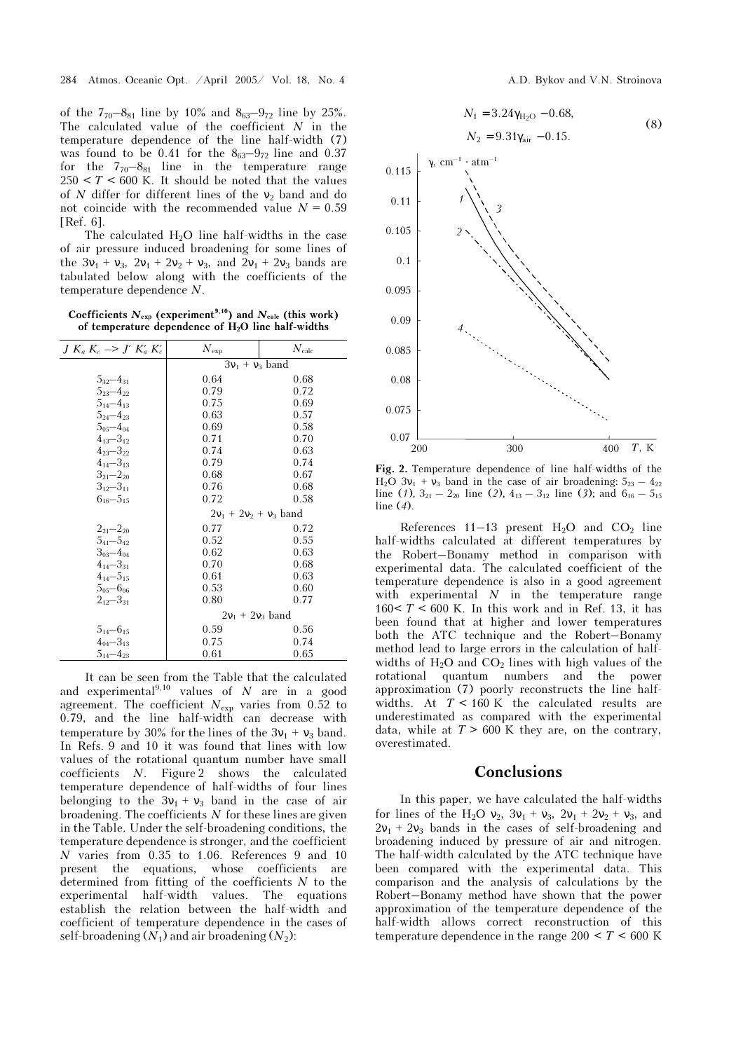of the $7_{70}$–$8_{81}$ line by 10% and $8_{63}$–$9_{72}$ line by 25%. The calculated value of the coefficient $N$ in the temperature dependence of the line half-width (7) was found to be 0.41 for the $8_{63}$–$9_{72}$ line and 0.37 for the $7_{70}$–$8_{81}$ line in the temperature range $250 < T < 600$ K. It should be noted that the values of $N$ differ for different lines of the $\nu_2$ band and do not coincide with the recommended value $N = 0.59$ [Ref. 6].

The calculated $H_2O$ line half-widths in the case of air pressure induced broadening for some lines of the $3\nu_1 + \nu_3$, $2\nu_1 + 2\nu_2 + \nu_3$, and $2\nu_1 + 2\nu_3$ bands are tabulated below along with the coefficients of the temperature dependence $N$.

**Coefficients $N_{exp}$ (experiment[9,10]) and $N_{calc}$ (this work) of temperature dependence of $H_2O$ line half-widths**

| $J\ K_a\ K_c$ –> $J'\ K'_a\ K'_c$ | $N_{exp}$ | $N_{calc}$ |
|---|---|---|
| | $3\nu_1 + \nu_3$ band | |
| $5_{32}$–$4_{31}$ | 0.64 | 0.68 |
| $5_{23}$–$4_{22}$ | 0.79 | 0.72 |
| $5_{14}$–$4_{13}$ | 0.75 | 0.69 |
| $5_{24}$–$4_{23}$ | 0.63 | 0.57 |
| $5_{05}$–$4_{04}$ | 0.69 | 0.58 |
| $4_{13}$–$3_{12}$ | 0.71 | 0.70 |
| $4_{23}$–$3_{22}$ | 0.74 | 0.63 |
| $4_{14}$–$3_{13}$ | 0.79 | 0.74 |
| $3_{21}$–$2_{20}$ | 0.68 | 0.67 |
| $3_{12}$–$3_{11}$ | 0.76 | 0.68 |
| $6_{16}$–$5_{15}$ | 0.72 | 0.58 |
| | $2\nu_1 + 2\nu_2 + \nu_3$ band | |
| $2_{21}$–$2_{20}$ | 0.77 | 0.72 |
| $5_{41}$–$5_{42}$ | 0.52 | 0.55 |
| $3_{03}$–$4_{04}$ | 0.62 | 0.63 |
| $4_{14}$–$3_{31}$ | 0.70 | 0.68 |
| $4_{14}$–$5_{15}$ | 0.61 | 0.63 |
| $5_{05}$–$6_{06}$ | 0.53 | 0.60 |
| $2_{12}$–$3_{31}$ | 0.80 | 0.77 |
| | $2\nu_1 + 2\nu_3$ band | |
| $5_{14}$–$6_{15}$ | 0.59 | 0.56 |
| $4_{04}$–$3_{13}$ | 0.75 | 0.74 |
| $5_{14}$–$4_{23}$ | 0.61 | 0.65 |

It can be seen from the Table that the calculated and experimental[9,10] values of $N$ are in a good agreement. The coefficient $N_{exp}$ varies from 0.52 to 0.79, and the line half-width can decrease with temperature by 30% for the lines of the $3\nu_1 + \nu_3$ band. In Refs. 9 and 10 it was found that lines with low values of the rotational quantum number have small coefficients $N$. Figure 2 shows the calculated temperature dependence of half-widths of four lines belonging to the $3\nu_1 + \nu_3$ band in the case of air broadening. The coefficients $N$ for these lines are given in the Table. Under the self-broadening conditions, the temperature dependence is stronger, and the coefficient $N$ varies from 0.35 to 1.06. References 9 and 10 present the equations, whose coefficients are determined from fitting of the coefficients $N$ to the experimental half-width values. The equations establish the relation between the half-width and coefficient of temperature dependence in the cases of self-broadening ($N_1$) and air broadening ($N_2$):

$$N_1 = 3.24\gamma_{H_2O} - 0.68,$$
$$N_2 = 9.31\gamma_{air} - 0.15. \tag{8}$$

γ, cm⁻¹ · atm⁻¹

0.115
0.11
0.105
0.1
0.095
0.09
0.085
0.08
0.075
0.07

200 300 400 T, K

1 2 3 4

**Fig. 2.** Temperature dependence of line half-widths of the $H_2O$ $3\nu_1 + \nu_3$ band in the case of air broadening: $5_{23} - 4_{22}$ line (*1*), $3_{21} - 2_{20}$ line (*2*), $4_{13} - 3_{12}$ line (*3*); and $6_{16} - 5_{15}$ line (*4*).

References 11–13 present $H_2O$ and $CO_2$ line half-widths calculated at different temperatures by the Robert–Bonamy method in comparison with experimental data. The calculated coefficient of the temperature dependence is also in a good agreement with experimental $N$ in the temperature range $160 < T < 600$ K. In this work and in Ref. 13, it has been found that at higher and lower temperatures both the ATC technique and the Robert–Bonamy method lead to large errors in the calculation of half-widths of $H_2O$ and $CO_2$ lines with high values of the rotational quantum numbers and the power approximation (7) poorly reconstructs the line half-widths. At $T < 160$ K the calculated results are underestimated as compared with the experimental data, while at $T > 600$ K they are, on the contrary, overestimated.

## Conclusions

In this paper, we have calculated the half-widths for lines of the $H_2O$ $\nu_2$, $3\nu_1 + \nu_3$, $2\nu_1 + 2\nu_2 + \nu_3$, and $2\nu_1 + 2\nu_3$ bands in the cases of self-broadening and broadening induced by pressure of air and nitrogen. The half-width calculated by the ATC technique have been compared with the experimental data. This comparison and the analysis of calculations by the Robert–Bonamy method have shown that the power approximation of the temperature dependence of the half-width allows correct reconstruction of this temperature dependence in the range $200 < T < 600$ K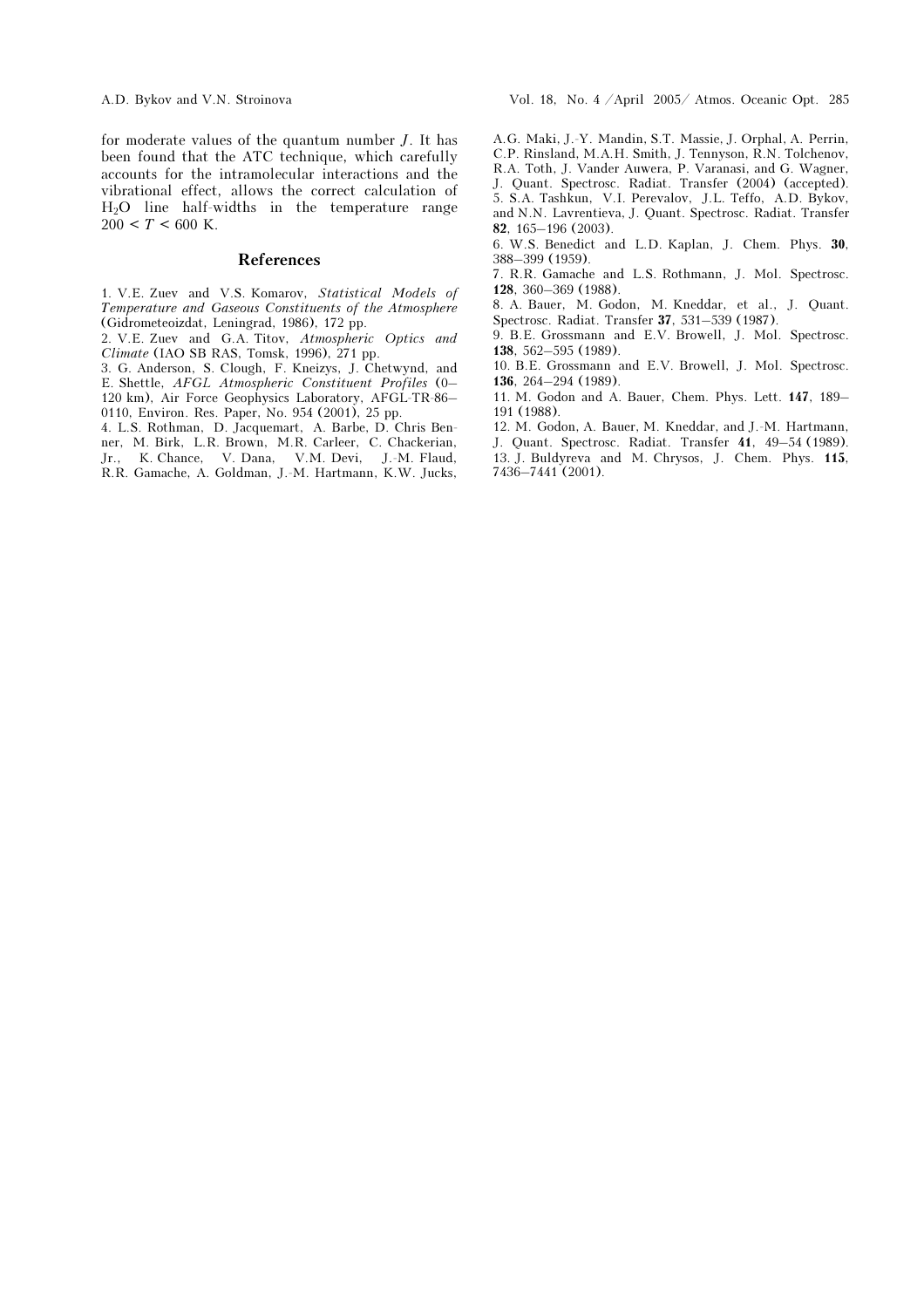for moderate values of the quantum number $J$. It has been found that the ATC technique, which carefully accounts for the intramolecular interactions and the vibrational effect, allows the correct calculation of $H_2O$ line half-widths in the temperature range $200 < T < 600$ K.

## References

1. V.E. Zuev and V.S. Komarov, *Statistical Models of Temperature and Gaseous Constituents of the Atmosphere* (Gidrometeoizdat, Leningrad, 1986), 172 pp.
2. V.E. Zuev and G.A. Titov, *Atmospheric Optics and Climate* (IAO SB RAS, Tomsk, 1996), 271 pp.
3. G. Anderson, S. Clough, F. Kneizys, J. Chetwynd, and E. Shettle, *AFGL Atmospheric Constituent Profiles* (0–120 km), Air Force Geophysics Laboratory, AFGL-TR-86-0110, Environ. Res. Paper, No. 954 (2001), 25 pp.
4. L.S. Rothman, D. Jacquemart, A. Barbe, D. Chris Benner, M. Birk, L.R. Brown, M.R. Carleer, C. Chackerian, Jr., K. Chance, V. Dana, V.M. Devi, J.-M. Flaud, R.R. Gamache, A. Goldman, J.-M. Hartmann, K.W. Jucks, A.G. Maki, J.-Y. Mandin, S.T. Massie, J. Orphal, A. Perrin, C.P. Rinsland, M.A.H. Smith, J. Tennyson, R.N. Tolchenov, R.A. Toth, J. Vander Auwera, P. Varanasi, and G. Wagner, J. Quant. Spectrosc. Radiat. Transfer (2004) (accepted).
5. S.A. Tashkun, V.I. Perevalov, J.L. Teffo, A.D. Bykov, and N.N. Lavrentieva, J. Quant. Spectrosc. Radiat. Transfer **82**, 165–196 (2003).
6. W.S. Benedict and L.D. Kaplan, J. Chem. Phys. **30**, 388–399 (1959).
7. R.R. Gamache and L.S. Rothmann, J. Mol. Spectrosc. **128**, 360–369 (1988).
8. A. Bauer, M. Godon, M. Kneddar, et al., J. Quant. Spectrosc. Radiat. Transfer **37**, 531–539 (1987).
9. B.E. Grossmann and E.V. Browell, J. Mol. Spectrosc. **138**, 562–595 (1989).
10. B.E. Grossmann and E.V. Browell, J. Mol. Spectrosc. **136**, 264–294 (1989).
11. M. Godon and A. Bauer, Chem. Phys. Lett. **147**, 189–191 (1988).
12. M. Godon, A. Bauer, M. Kneddar, and J.-M. Hartmann, J. Quant. Spectrosc. Radiat. Transfer **41**, 49–54 (1989).
13. J. Buldyreva and M. Chrysos, J. Chem. Phys. **115**, 7436–7441 (2001).